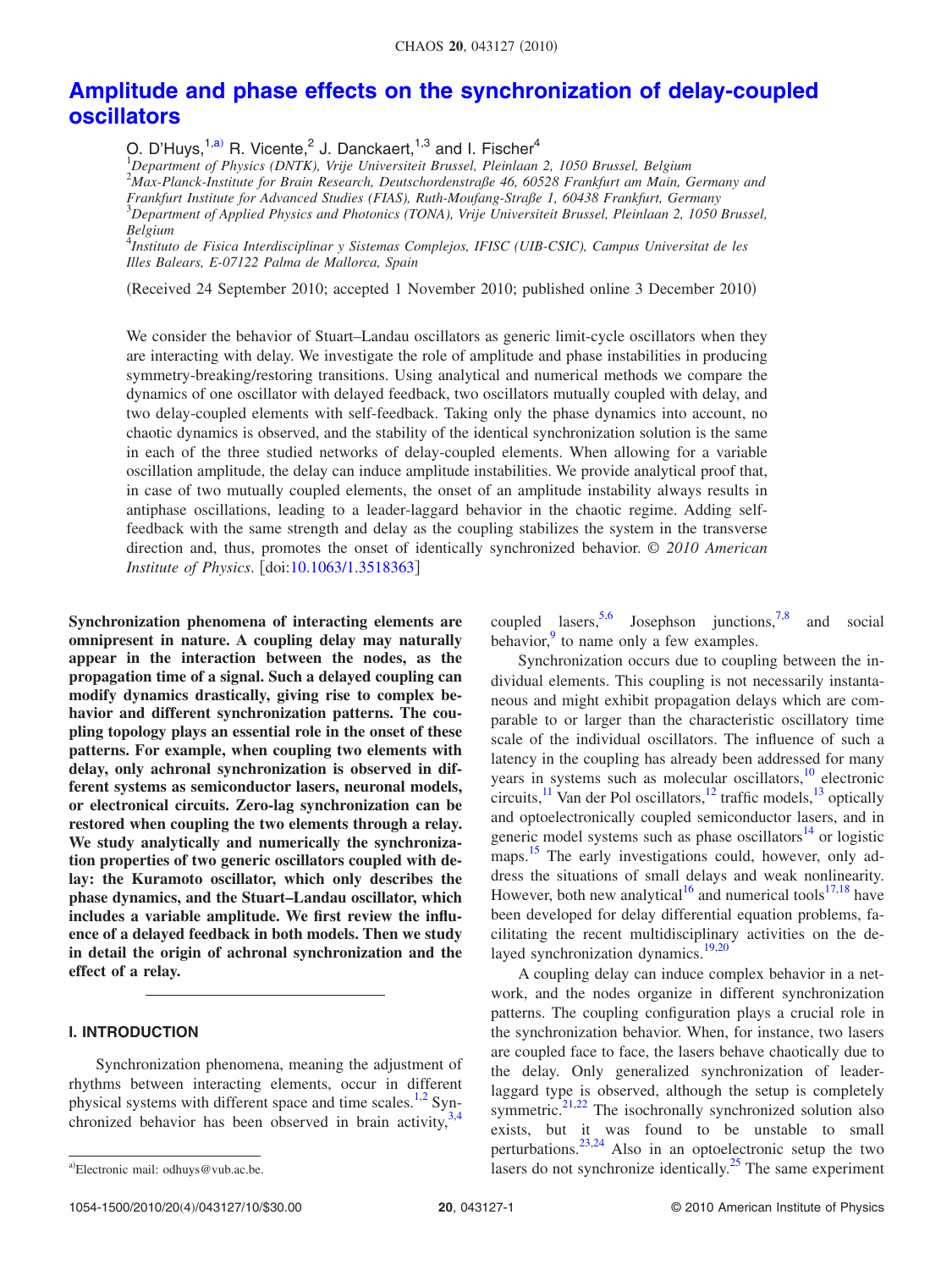# Amplitude and phase effects on the synchronization of delay-coupled oscillators

O. D'Huys,[1,a)] R. Vicente,[2] J. Danckaert,[1,3] and I. Fischer[4]

[1]*Department of Physics (DNTK), Vrije Universiteit Brussel, Pleinlaan 2, 1050 Brussel, Belgium*
[2]*Max-Planck-Institute for Brain Research, Deutschordenstraße 46, 60528 Frankfurt am Main, Germany and Frankfurt Institute for Advanced Studies (FIAS), Ruth-Moufang-Straße 1, 60438 Frankfurt, Germany*
[3]*Department of Applied Physics and Photonics (TONA), Vrije Universiteit Brussel, Pleinlaan 2, 1050 Brussel, Belgium*
[4]*Instituto de Fisica Interdisciplinar y Sistemas Complejos, IFISC (UIB-CSIC), Campus Universitat de les Illes Balears, E-07122 Palma de Mallorca, Spain*

(Received 24 September 2010; accepted 1 November 2010; published online 3 December 2010)

We consider the behavior of Stuart–Landau oscillators as generic limit-cycle oscillators when they are interacting with delay. We investigate the role of amplitude and phase instabilities in producing symmetry-breaking/restoring transitions. Using analytical and numerical methods we compare the dynamics of one oscillator with delayed feedback, two oscillators mutually coupled with delay, and two delay-coupled elements with self-feedback. Taking only the phase dynamics into account, no chaotic dynamics is observed, and the stability of the identical synchronization solution is the same in each of the three studied networks of delay-coupled elements. When allowing for a variable oscillation amplitude, the delay can induce amplitude instabilities. We provide analytical proof that, in case of two mutually coupled elements, the onset of an amplitude instability always results in antiphase oscillations, leading to a leader-laggard behavior in the chaotic regime. Adding self-feedback with the same strength and delay as the coupling stabilizes the system in the transverse direction and, thus, promotes the onset of identically synchronized behavior. © *2010 American Institute of Physics*. [doi:10.1063/1.3518363]

**Synchronization phenomena of interacting elements are omnipresent in nature. A coupling delay may naturally appear in the interaction between the nodes, as the propagation time of a signal. Such a delayed coupling can modify dynamics drastically, giving rise to complex behavior and different synchronization patterns. The coupling topology plays an essential role in the onset of these patterns. For example, when coupling two elements with delay, only achronal synchronization is observed in different systems as semiconductor lasers, neuronal models, or electronical circuits. Zero-lag synchronization can be restored when coupling the two elements through a relay. We study analytically and numerically the synchronization properties of two generic oscillators coupled with delay: the Kuramoto oscillator, which only describes the phase dynamics, and the Stuart–Landau oscillator, which includes a variable amplitude. We first review the influence of a delayed feedback in both models. Then we study in detail the origin of achronal synchronization and the effect of a relay.**

## I. INTRODUCTION

Synchronization phenomena, meaning the adjustment of rhythms between interacting elements, occur in different physical systems with different space and time scales.[1,2] Synchronized behavior has been observed in brain activity,[3,4] coupled lasers,[5,6] Josephson junctions,[7,8] and social behavior,[9] to name only a few examples.

Synchronization occurs due to coupling between the individual elements. This coupling is not necessarily instantaneous and might exhibit propagation delays which are comparable to or larger than the characteristic oscillatory time scale of the individual oscillators. The influence of such a latency in the coupling has already been addressed for many years in systems such as molecular oscillators,[10] electronic circuits,[11] Van der Pol oscillators,[12] traffic models,[13] optically and optoelectronically coupled semiconductor lasers, and in generic model systems such as phase oscillators[14] or logistic maps.[15] The early investigations could, however, only address the situations of small delays and weak nonlinearity. However, both new analytical[16] and numerical tools[17,18] have been developed for delay differential equation problems, facilitating the recent multidisciplinary activities on the delayed synchronization dynamics.[19,20]

A coupling delay can induce complex behavior in a network, and the nodes organize in different synchronization patterns. The coupling configuration plays a crucial role in the synchronization behavior. When, for instance, two lasers are coupled face to face, the lasers behave chaotically due to the delay. Only generalized synchronization of leader-laggard type is observed, although the setup is completely symmetric.[21,22] The isochronally synchronized solution also exists, but it was found to be unstable to small perturbations.[23,24] Also in an optoelectronic setup the two lasers do not synchronize identically.[25] The same experiment

[a)]Electronic mail: odhuys@vub.ac.be.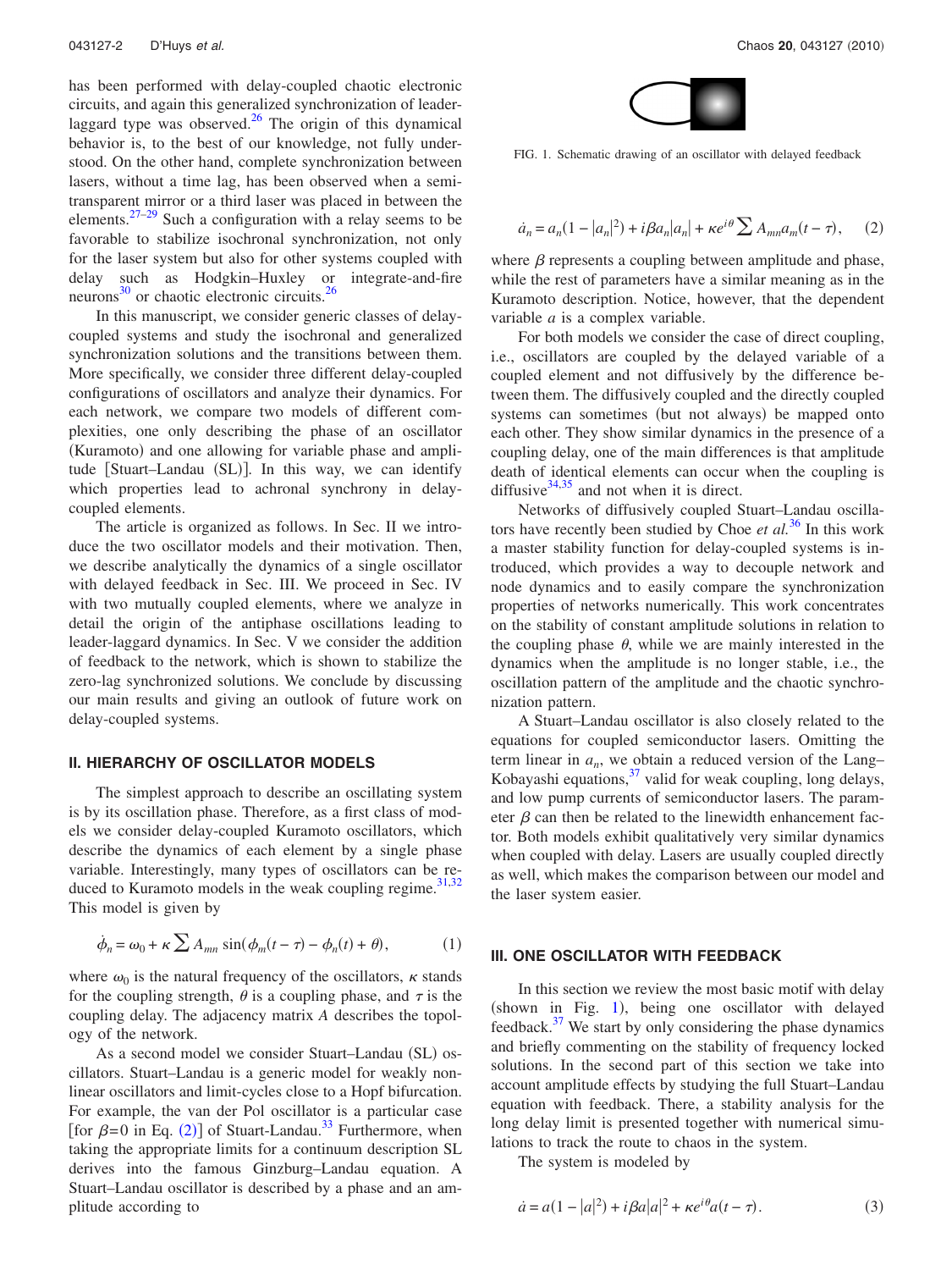has been performed with delay-coupled chaotic electronic circuits, and again this generalized synchronization of leader-laggard type was observed.[26] The origin of this dynamical behavior is, to the best of our knowledge, not fully understood. On the other hand, complete synchronization between lasers, without a time lag, has been observed when a semi-transparent mirror or a third laser was placed in between the elements.[27–29] Such a configuration with a relay seems to be favorable to stabilize isochronal synchronization, not only for the laser system but also for other systems coupled with delay such as Hodgkin–Huxley or integrate-and-fire neurons[30] or chaotic electronic circuits.[26]

In this manuscript, we consider generic classes of delay-coupled systems and study the isochronal and generalized synchronization solutions and the transitions between them. More specifically, we consider three different delay-coupled configurations of oscillators and analyze their dynamics. For each network, we compare two models of different complexities, one only describing the phase of an oscillator (Kuramoto) and one allowing for variable phase and amplitude [Stuart–Landau (SL)]. In this way, we can identify which properties lead to achronal synchrony in delay-coupled elements.

The article is organized as follows. In Sec. II we introduce the two oscillator models and their motivation. Then, we describe analytically the dynamics of a single oscillator with delayed feedback in Sec. III. We proceed in Sec. IV with two mutually coupled elements, where we analyze in detail the origin of the antiphase oscillations leading to leader-laggard dynamics. In Sec. V we consider the addition of feedback to the network, which is shown to stabilize the zero-lag synchronized solutions. We conclude by discussing our main results and giving an outlook of future work on delay-coupled systems.

## II. HIERARCHY OF OSCILLATOR MODELS

The simplest approach to describe an oscillating system is by its oscillation phase. Therefore, as a first class of models we consider delay-coupled Kuramoto oscillators, which describe the dynamics of each element by a single phase variable. Interestingly, many types of oscillators can be reduced to Kuramoto models in the weak coupling regime.[31,32] This model is given by

$$\dot{\phi}_n = \omega_0 + \kappa \sum A_{mn} \sin(\phi_m(t-\tau) - \phi_n(t) + \theta), \qquad (1)$$

where $\omega_0$ is the natural frequency of the oscillators, $\kappa$ stands for the coupling strength, $\theta$ is a coupling phase, and $\tau$ is the coupling delay. The adjacency matrix $A$ describes the topology of the network.

As a second model we consider Stuart–Landau (SL) oscillators. Stuart–Landau is a generic model for weakly nonlinear oscillators and limit-cycles close to a Hopf bifurcation. For example, the van der Pol oscillator is a particular case [for $\beta=0$ in Eq. (2)] of Stuart-Landau.[33] Furthermore, when taking the appropriate limits for a continuum description SL derives into the famous Ginzburg–Landau equation. A Stuart–Landau oscillator is described by a phase and an amplitude according to

$$\dot{a}_n = a_n(1-|a_n|^2) + i\beta a_n|a_n| + \kappa e^{i\theta} \sum A_{mn} a_m(t-\tau), \qquad (2)$$

where $\beta$ represents a coupling between amplitude and phase, while the rest of parameters have a similar meaning as in the Kuramoto description. Notice, however, that the dependent variable $a$ is a complex variable.

For both models we consider the case of direct coupling, i.e., oscillators are coupled by the delayed variable of a coupled element and not diffusively by the difference between them. The diffusively coupled and the directly coupled systems can sometimes (but not always) be mapped onto each other. They show similar dynamics in the presence of a coupling delay, one of the main differences is that amplitude death of identical elements can occur when the coupling is diffusive[34,35] and not when it is direct.

Networks of diffusively coupled Stuart–Landau oscillators have recently been studied by Choe *et al.*[36] In this work a master stability function for delay-coupled systems is introduced, which provides a way to decouple network and node dynamics and to easily compare the synchronization properties of networks numerically. This work concentrates on the stability of constant amplitude solutions in relation to the coupling phase $\theta$, while we are mainly interested in the dynamics when the amplitude is no longer stable, i.e., the oscillation pattern of the amplitude and the chaotic synchronization pattern.

A Stuart–Landau oscillator is also closely related to the equations for coupled semiconductor lasers. Omitting the term linear in $a_n$, we obtain a reduced version of the Lang–Kobayashi equations,[37] valid for weak coupling, long delays, and low pump currents of semiconductor lasers. The parameter $\beta$ can then be related to the linewidth enhancement factor. Both models exhibit qualitatively very similar dynamics when coupled with delay. Lasers are usually coupled directly as well, which makes the comparison between our model and the laser system easier.

## III. ONE OSCILLATOR WITH FEEDBACK

FIG. 1. Schematic drawing of an oscillator with delayed feedback

In this section we review the most basic motif with delay (shown in Fig. 1), being one oscillator with delayed feedback.[37] We start by only considering the phase dynamics and briefly commenting on the stability of frequency locked solutions. In the second part of this section we take into account amplitude effects by studying the full Stuart–Landau equation with feedback. There, a stability analysis for the long delay limit is presented together with numerical simulations to track the route to chaos in the system.

The system is modeled by

$$\dot{a} = a(1-|a|^2) + i\beta a|a|^2 + \kappa e^{i\theta} a(t-\tau). \qquad (3)$$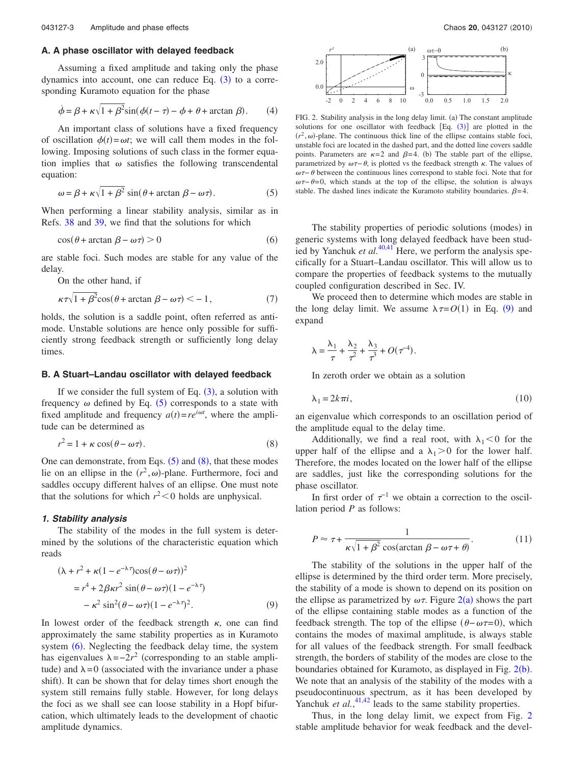### A. A phase oscillator with delayed feedback

Assuming a fixed amplitude and taking only the phase dynamics into account, one can reduce Eq. (3) to a corresponding Kuramoto equation for the phase

$$\dot{\phi} = \beta + \kappa\sqrt{1+\beta^2}\sin(\phi(t-\tau) - \phi + \theta + \arctan\beta). \tag{4}$$

An important class of solutions have a fixed frequency of oscillation $\phi(t)=\omega t$; we will call them modes in the following. Imposing solutions of such class in the former equation implies that $\omega$ satisfies the following transcendental equation:

$$\omega = \beta + \kappa\sqrt{1+\beta^2}\sin(\theta + \arctan\beta - \omega\tau). \tag{5}$$

When performing a linear stability analysis, similar as in Refs. 38 and 39, we find that the solutions for which

$$\cos(\theta + \arctan\beta - \omega\tau) > 0 \tag{6}$$

are stable foci. Such modes are stable for any value of the delay.

On the other hand, if

$$\kappa\tau\sqrt{1+\beta^2}\cos(\theta + \arctan\beta - \omega\tau) < -1, \tag{7}$$

holds, the solution is a saddle point, often referred as antimode. Unstable solutions are hence only possible for sufficiently strong feedback strength or sufficiently long delay times.

### B. A Stuart–Landau oscillator with delayed feedback

If we consider the full system of Eq. (3), a solution with frequency $\omega$ defined by Eq. (5) corresponds to a state with fixed amplitude and frequency $a(t)=re^{i\omega t}$, where the amplitude can be determined as

$$r^2 = 1 + \kappa\cos(\theta - \omega\tau). \tag{8}$$

One can demonstrate, from Eqs. (5) and (8), that these modes lie on an ellipse in the $(r^2,\omega)$-plane. Furthermore, foci and saddles occupy different halves of an ellipse. One must note that the solutions for which $r^2<0$ holds are unphysical.

#### 1. Stability analysis

The stability of the modes in the full system is determined by the solutions of the characteristic equation which reads

$$\begin{aligned}(\lambda + r^2 + \kappa(1-e^{-\lambda\tau})\cos(\theta-\omega\tau))^2 &= r^4 + 2\beta\kappa r^2\sin(\theta-\omega\tau)(1-e^{-\lambda\tau}) \\ &\quad - \kappa^2\sin^2(\theta-\omega\tau)(1-e^{-\lambda\tau})^2.\end{aligned} \tag{9}$$

In lowest order of the feedback strength $\kappa$, one can find approximately the same stability properties as in Kuramoto system (6). Neglecting the feedback delay time, the system has eigenvalues $\lambda=-2r^2$ (corresponding to an stable amplitude) and $\lambda=0$ (associated with the invariance under a phase shift). It can be shown that for delay times short enough the system still remains fully stable. However, for long delays the foci as we shall see can loose stability in a Hopf bifurcation, which ultimately leads to the development of chaotic amplitude dynamics.

FIG. 2. Stability analysis in the long delay limit. (a) The constant amplitude solutions for one oscillator with feedback [Eq. (3)] are plotted in the $(r^2,\omega)$-plane. The continuous thick line of the ellipse contains stable foci, unstable foci are located in the dashed part, and the dotted line covers saddle points. Parameters are $\kappa=2$ and $\beta=4$. (b) The stable part of the ellipse, parametrized by $\omega\tau-\theta$, is plotted vs the feedback strength $\kappa$. The values of $\omega\tau-\theta$ between the continuous lines correspond to stable foci. Note that for $\omega\tau-\theta=0$, which stands at the top of the ellipse, the solution is always stable. The dashed lines indicate the Kuramoto stability boundaries. $\beta=4$.

The stability properties of periodic solutions (modes) in generic systems with long delayed feedback have been studied by Yanchuk *et al.*[40,41] Here, we perform the analysis specifically for a Stuart–Landau oscillator. This will allow us to compare the properties of feedback systems to the mutually coupled configuration described in Sec. IV.

We proceed then to determine which modes are stable in the long delay limit. We assume $\lambda\tau=O(1)$ in Eq. (9) and expand

$$\lambda = \frac{\lambda_1}{\tau} + \frac{\lambda_2}{\tau^2} + \frac{\lambda_3}{\tau^3} + O(\tau^{-4}).$$

In zeroth order we obtain as a solution

$$\lambda_1 = 2k\pi i, \tag{10}$$

an eigenvalue which corresponds to an oscillation period of the amplitude equal to the delay time.

Additionally, we find a real root, with $\lambda_1<0$ for the upper half of the ellipse and a $\lambda_1>0$ for the lower half. Therefore, the modes located on the lower half of the ellipse are saddles, just like the corresponding solutions for the phase oscillator.

In first order of $\tau^{-1}$ we obtain a correction to the oscillation period $P$ as follows:

$$P \approx \tau + \frac{1}{\kappa\sqrt{1+\beta^2}\cos(\arctan\beta - \omega\tau + \theta)}. \tag{11}$$

The stability of the solutions in the upper half of the ellipse is determined by the third order term. More precisely, the stability of a mode is shown to depend on its position on the ellipse as parametrized by $\omega\tau$. Figure 2(a) shows the part of the ellipse containing stable modes as a function of the feedback strength. The top of the ellipse $(\theta-\omega\tau=0)$, which contains the modes of maximal amplitude, is always stable for all values of the feedback strength. For small feedback strength, the borders of stability of the modes are close to the boundaries obtained for Kuramoto, as displayed in Fig. 2(b). We note that an analysis of the stability of the modes with a pseudocontinuous spectrum, as it has been developed by Yanchuk *et al.*,[41,42] leads to the same stability properties.

Thus, in the long delay limit, we expect from Fig. 2 stable amplitude behavior for weak feedback and the devel-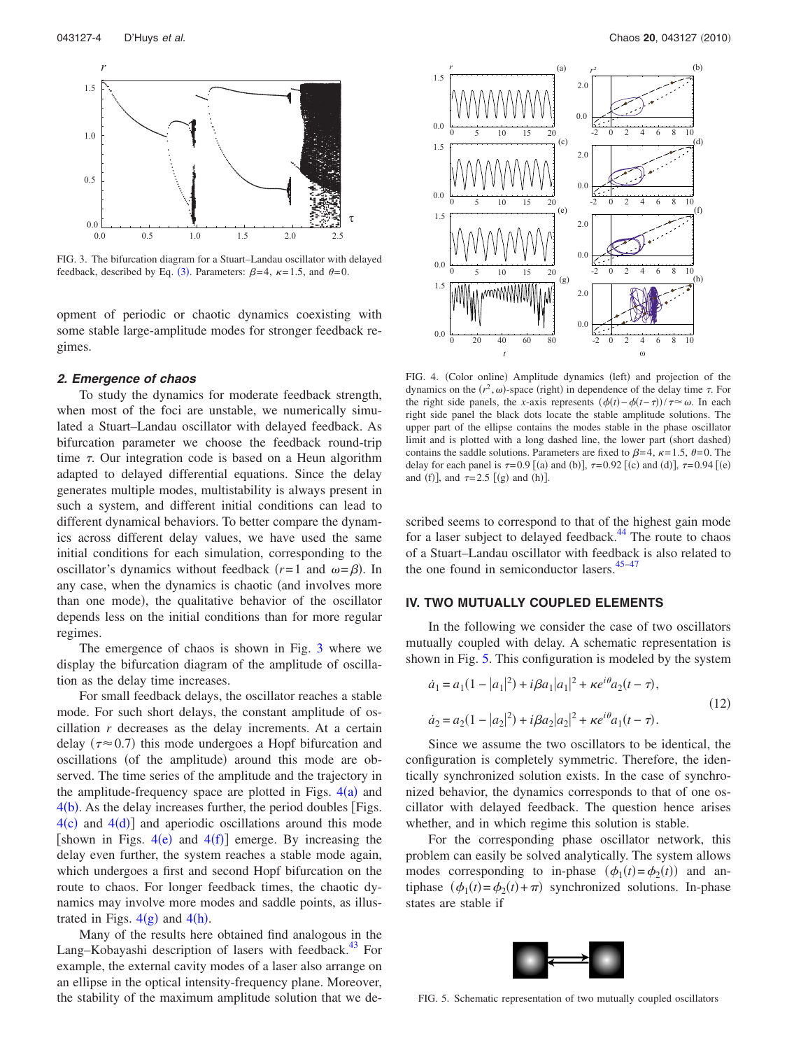FIG. 3. The bifurcation diagram for a Stuart–Landau oscillator with delayed feedback, described by Eq. (3). Parameters: $\beta=4$, $\kappa=1.5$, and $\theta=0$.

opment of periodic or chaotic dynamics coexisting with some stable large-amplitude modes for stronger feedback regimes.

### *2. Emergence of chaos*

To study the dynamics for moderate feedback strength, when most of the foci are unstable, we numerically simulated a Stuart–Landau oscillator with delayed feedback. As bifurcation parameter we choose the feedback round-trip time $\tau$. Our integration code is based on a Heun algorithm adapted to delayed differential equations. Since the delay generates multiple modes, multistability is always present in such a system, and different initial conditions can lead to different dynamical behaviors. To better compare the dynamics across different delay values, we have used the same initial conditions for each simulation, corresponding to the oscillator's dynamics without feedback ($r=1$ and $\omega=\beta$). In any case, when the dynamics is chaotic (and involves more than one mode), the qualitative behavior of the oscillator depends less on the initial conditions than for more regular regimes.

The emergence of chaos is shown in Fig. 3 where we display the bifurcation diagram of the amplitude of oscillation as the delay time increases.

For small feedback delays, the oscillator reaches a stable mode. For such short delays, the constant amplitude of oscillation $r$ decreases as the delay increments. At a certain delay ($\tau\approx 0.7$) this mode undergoes a Hopf bifurcation and oscillations (of the amplitude) around this mode are observed. The time series of the amplitude and the trajectory in the amplitude-frequency space are plotted in Figs. 4(a) and 4(b). As the delay increases further, the period doubles [Figs. 4(c) and 4(d)] and aperiodic oscillations around this mode [shown in Figs. 4(e) and 4(f)] emerge. By increasing the delay even further, the system reaches a stable mode again, which undergoes a first and second Hopf bifurcation on the route to chaos. For longer feedback times, the chaotic dynamics may involve more modes and saddle points, as illustrated in Figs. 4(g) and 4(h).

Many of the results here obtained find analogous in the Lang–Kobayashi description of lasers with feedback.[43] For example, the external cavity modes of a laser also arrange on an ellipse in the optical intensity-frequency plane. Moreover, the stability of the maximum amplitude solution that we described seems to correspond to that of the highest gain mode for a laser subject to delayed feedback.[44] The route to chaos of a Stuart–Landau oscillator with feedback is also related to the one found in semiconductor lasers.[45–47]

FIG. 4. (Color online) Amplitude dynamics (left) and projection of the dynamics on the $(r^2,\omega)$-space (right) in dependence of the delay time $\tau$. For the right side panels, the $x$-axis represents $(\phi(t)-\phi(t-\tau))/\tau\approx\omega$. In each right side panel the black dots locate the stable amplitude solutions. The upper part of the ellipse contains the modes stable in the phase oscillator limit and is plotted with a long dashed line, the lower part (short dashed) contains the saddle solutions. Parameters are fixed to $\beta=4$, $\kappa=1.5$, $\theta=0$. The delay for each panel is $\tau=0.9$ [(a) and (b)], $\tau=0.92$ [(c) and (d)], $\tau=0.94$ [(e) and (f)], and $\tau=2.5$ [(g) and (h)].

## IV. TWO MUTUALLY COUPLED ELEMENTS

In the following we consider the case of two oscillators mutually coupled with delay. A schematic representation is shown in Fig. 5. This configuration is modeled by the system

$$\begin{aligned}\dot{a}_1 &= a_1(1-|a_1|^2) + i\beta a_1|a_1|^2 + \kappa e^{i\theta}a_2(t-\tau),\\ \dot{a}_2 &= a_2(1-|a_2|^2) + i\beta a_2|a_2|^2 + \kappa e^{i\theta}a_1(t-\tau).\end{aligned} \tag{12}$$

Since we assume the two oscillators to be identical, the configuration is completely symmetric. Therefore, the identically synchronized solution exists. In the case of synchronized behavior, the dynamics corresponds to that of one oscillator with delayed feedback. The question hence arises whether, and in which regime this solution is stable.

For the corresponding phase oscillator network, this problem can easily be solved analytically. The system allows modes corresponding to in-phase $(\phi_1(t)=\phi_2(t))$ and antiphase $(\phi_1(t)=\phi_2(t)+\pi)$ synchronized solutions. In-phase states are stable if

FIG. 5. Schematic representation of two mutually coupled oscillators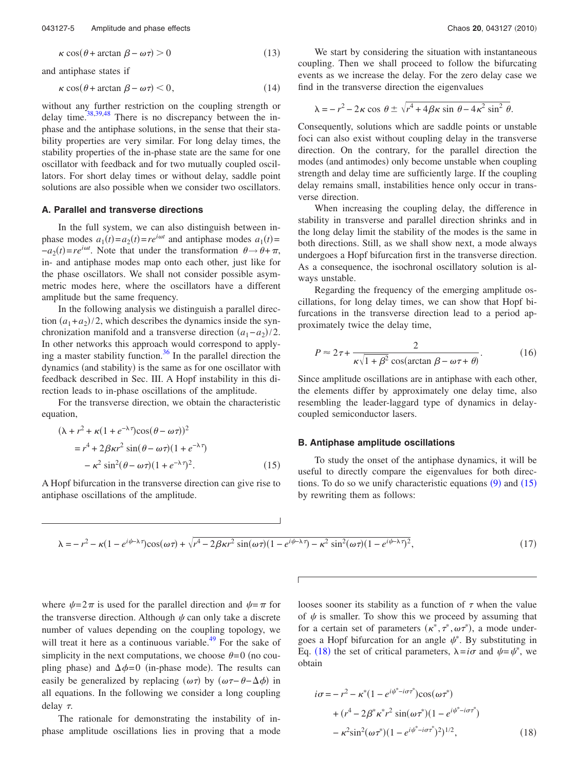$$\kappa \cos(\theta + \arctan \beta - \omega\tau) > 0 \tag{13}$$

and antiphase states if

$$\kappa \cos(\theta + \arctan \beta - \omega\tau) < 0, \tag{14}$$

without any further restriction on the coupling strength or delay time.[38,39,48] There is no discrepancy between the in-phase and the antiphase solutions, in the sense that their stability properties are very similar. For long delay times, the stability properties of the in-phase state are the same for one oscillator with feedback and for two mutually coupled oscillators. For short delay times or without delay, saddle point solutions are also possible when we consider two oscillators.

### A. Parallel and transverse directions

In the full system, we can also distinguish between in-phase modes $a_1(t)=a_2(t)=re^{i\omega t}$ and antiphase modes $a_1(t)=-a_2(t)=re^{i\omega t}$. Note that under the transformation $\theta \to \theta+\pi$, in- and antiphase modes map onto each other, just like for the phase oscillators. We shall not consider possible asymmetric modes here, where the oscillators have a different amplitude but the same frequency.

In the following analysis we distinguish a parallel direction $(a_1+a_2)/2$, which describes the dynamics inside the synchronization manifold and a transverse direction $(a_1-a_2)/2$. In other networks this approach would correspond to applying a master stability function.[36] In the parallel direction the dynamics (and stability) is the same as for one oscillator with feedback described in Sec. III. A Hopf instability in this direction leads to in-phase oscillations of the amplitude.

For the transverse direction, we obtain the characteristic equation,

$$\begin{aligned}(\lambda + r^2 + \kappa(1+e^{-\lambda\tau})\cos(\theta-\omega\tau))^2 &= r^4 + 2\beta\kappa r^2 \sin(\theta-\omega\tau)(1+e^{-\lambda\tau}) \\ &\quad - \kappa^2 \sin^2(\theta-\omega\tau)(1+e^{-\lambda\tau})^2. \end{aligned} \tag{15}$$

A Hopf bifurcation in the transverse direction can give rise to antiphase oscillations of the amplitude.

We start by considering the situation with instantaneous coupling. Then we shall proceed to follow the bifurcating events as we increase the delay. For the zero delay case we find in the transverse direction the eigenvalues

$$\lambda = -r^2 - 2\kappa \cos\,\theta \pm \sqrt{r^4 + 4\beta\kappa \sin\,\theta - 4\kappa^2 \sin^2\,\theta}.$$

Consequently, solutions which are saddle points or unstable foci can also exist without coupling delay in the transverse direction. On the contrary, for the parallel direction the modes (and antimodes) only become unstable when coupling strength and delay time are sufficiently large. If the coupling delay remains small, instabilities hence only occur in transverse direction.

When increasing the coupling delay, the difference in stability in transverse and parallel direction shrinks and in the long delay limit the stability of the modes is the same in both directions. Still, as we shall show next, a mode always undergoes a Hopf bifurcation first in the transverse direction. As a consequence, the isochronal oscillatory solution is always unstable.

Regarding the frequency of the emerging amplitude oscillations, for long delay times, we can show that Hopf bifurcations in the transverse direction lead to a period approximately twice the delay time,

$$P \approx 2\tau + \frac{2}{\kappa\sqrt{1+\beta^2}\cos(\arctan \beta - \omega\tau + \theta)}. \tag{16}$$

Since amplitude oscillations are in antiphase with each other, the elements differ by approximately one delay time, also resembling the leader-laggard type of dynamics in delay-coupled semiconductor lasers.

### B. Antiphase amplitude oscillations

To study the onset of the antiphase dynamics, it will be useful to directly compare the eigenvalues for both directions. To do so we unify characteristic equations (9) and (15) by rewriting them as follows:

$$\lambda = -r^2 - \kappa(1-e^{i\psi-\lambda\tau})\cos(\omega\tau) + \sqrt{r^4 - 2\beta\kappa r^2 \sin(\omega\tau)(1-e^{i\psi-\lambda\tau}) - \kappa^2 \sin^2(\omega\tau)(1-e^{i\psi-\lambda\tau})^2}, \tag{17}$$

where $\psi=2\pi$ is used for the parallel direction and $\psi=\pi$ for the transverse direction. Although $\psi$ can only take a discrete number of values depending on the coupling topology, we will treat it here as a continuous variable.[49] For the sake of simplicity in the next computations, we choose $\theta=0$ (no coupling phase) and $\Delta\phi=0$ (in-phase mode). The results can easily be generalized by replacing $(\omega\tau)$ by $(\omega\tau-\theta-\Delta\phi)$ in all equations. In the following we consider a long coupling delay $\tau$.

The rationale for demonstrating the instability of in-phase amplitude oscillations lies in proving that a mode looses sooner its stability as a function of $\tau$ when the value of $\psi$ is smaller. To show this we proceed by assuming that for a certain set of parameters $(\kappa^*, \tau^*, \omega\tau^*)$, a mode undergoes a Hopf bifurcation for an angle $\psi^*$. By substituting in Eq. (18) the set of critical parameters, $\lambda=i\sigma$ and $\psi=\psi^*$, we obtain

$$\begin{aligned} i\sigma &= -r^2 - \kappa^*(1-e^{i\psi^*-i\sigma\tau^*})\cos(\omega\tau^*) \\ &\quad + (r^4 - 2\beta^*\kappa^* r^2 \sin(\omega\tau^*)(1-e^{i\psi^*-i\sigma\tau^*}) \\ &\quad - \kappa^2 \sin^2(\omega\tau^*)(1-e^{i\psi^*-i\sigma\tau^*})^2)^{1/2}, \end{aligned} \tag{18}$$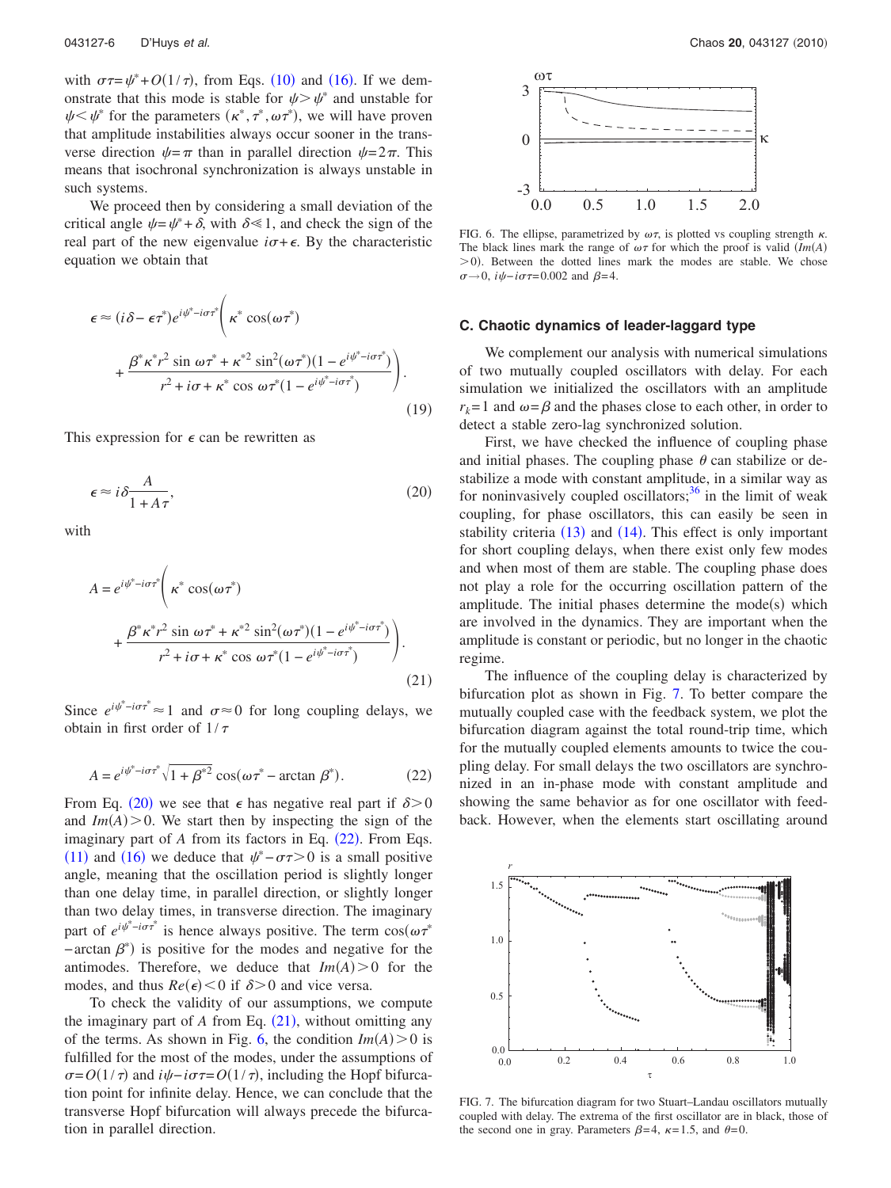with $\sigma\tau = \psi^* + O(1/\tau)$, from Eqs. (10) and (16). If we demonstrate that this mode is stable for $\psi > \psi^*$ and unstable for $\psi < \psi^*$ for the parameters $(\kappa^*, \tau^*, \omega\tau^*)$, we will have proven that amplitude instabilities always occur sooner in the transverse direction $\psi = \pi$ than in parallel direction $\psi = 2\pi$. This means that isochronal synchronization is always unstable in such systems.

We proceed then by considering a small deviation of the critical angle $\psi = \psi^* + \delta$, with $\delta \ll 1$, and check the sign of the real part of the new eigenvalue $i\sigma + \epsilon$. By the characteristic equation we obtain that

$$\epsilon \approx (i\delta - \epsilon\tau^*) e^{i\psi^* - i\sigma\tau^*} \Bigg( \kappa^* \cos(\omega\tau^*) + \frac{\beta^* \kappa^* r^2 \sin \omega\tau^* + \kappa^{*2} \sin^2(\omega\tau^*)(1 - e^{i\psi^* - i\sigma\tau^*})}{r^2 + i\sigma + \kappa^* \cos \omega\tau^* (1 - e^{i\psi^* - i\sigma\tau^*})} \Bigg). \tag{19}$$

This expression for $\epsilon$ can be rewritten as

$$\epsilon \approx i\delta \frac{A}{1 + A\tau}, \tag{20}$$

with

$$A = e^{i\psi^* - i\sigma\tau^*} \Bigg( \kappa^* \cos(\omega\tau^*) + \frac{\beta^* \kappa^* r^2 \sin \omega\tau^* + \kappa^{*2} \sin^2(\omega\tau^*)(1 - e^{i\psi^* - i\sigma\tau^*})}{r^2 + i\sigma + \kappa^* \cos \omega\tau^* (1 - e^{i\psi^* - i\sigma\tau^*})} \Bigg). \tag{21}$$

Since $e^{i\psi^* - i\sigma\tau^*} \approx 1$ and $\sigma \approx 0$ for long coupling delays, we obtain in first order of $1/\tau$

$$A = e^{i\psi^* - i\sigma\tau^*} \sqrt{1 + \beta^{*2}} \cos(\omega\tau^* - \arctan \beta^*). \tag{22}$$

From Eq. (20) we see that $\epsilon$ has negative real part if $\delta > 0$ and $Im(A) > 0$. We start then by inspecting the sign of the imaginary part of $A$ from its factors in Eq. (22). From Eqs. (11) and (16) we deduce that $\psi^* - \sigma\tau > 0$ is a small positive angle, meaning that the oscillation period is slightly longer than one delay time, in parallel direction, or slightly longer than two delay times, in transverse direction. The imaginary part of $e^{i\psi^* - i\sigma\tau^*}$ is hence always positive. The term $\cos(\omega\tau^* - \arctan \beta^*)$ is positive for the modes and negative for the antimodes. Therefore, we deduce that $Im(A) > 0$ for the modes, and thus $Re(\epsilon) < 0$ if $\delta > 0$ and vice versa.

To check the validity of our assumptions, we compute the imaginary part of $A$ from Eq. (21), without omitting any of the terms. As shown in Fig. 6, the condition $Im(A) > 0$ is fulfilled for the most of the modes, under the assumptions of $\sigma = O(1/\tau)$ and $i\psi - i\sigma\tau = O(1/\tau)$, including the Hopf bifurcation point for infinite delay. Hence, we can conclude that the transverse Hopf bifurcation will always precede the bifurcation in parallel direction.

FIG. 6. The ellipse, parametrized by $\omega\tau$, is plotted vs coupling strength $\kappa$. The black lines mark the range of $\omega\tau$ for which the proof is valid ($Im(A) > 0$). Between the dotted lines mark the modes are stable. We chose $\sigma \to 0$, $i\psi - i\sigma\tau = 0.002$ and $\beta = 4$.

### C. Chaotic dynamics of leader-laggard type

We complement our analysis with numerical simulations of two mutually coupled oscillators with delay. For each simulation we initialized the oscillators with an amplitude $r_k = 1$ and $\omega = \beta$ and the phases close to each other, in order to detect a stable zero-lag synchronized solution.

First, we have checked the influence of coupling phase and initial phases. The coupling phase $\theta$ can stabilize or destabilize a mode with constant amplitude, in a similar way as for noninvasively coupled oscillators;[36] in the limit of weak coupling, for phase oscillators, this can easily be seen in stability criteria (13) and (14). This effect is only important for short coupling delays, when there exist only few modes and when most of them are stable. The coupling phase does not play a role for the occurring oscillation pattern of the amplitude. The initial phases determine the mode(s) which are involved in the dynamics. They are important when the amplitude is constant or periodic, but no longer in the chaotic regime.

The influence of the coupling delay is characterized by bifurcation plot as shown in Fig. 7. To better compare the mutually coupled case with the feedback system, we plot the bifurcation diagram against the total round-trip time, which for the mutually coupled elements amounts to twice the coupling delay. For small delays the two oscillators are synchronized in an in-phase mode with constant amplitude and showing the same behavior as for one oscillator with feedback. However, when the elements start oscillating around

FIG. 7. The bifurcation diagram for two Stuart–Landau oscillators mutually coupled with delay. The extrema of the first oscillator are in black, those of the second one in gray. Parameters $\beta = 4$, $\kappa = 1.5$, and $\theta = 0$.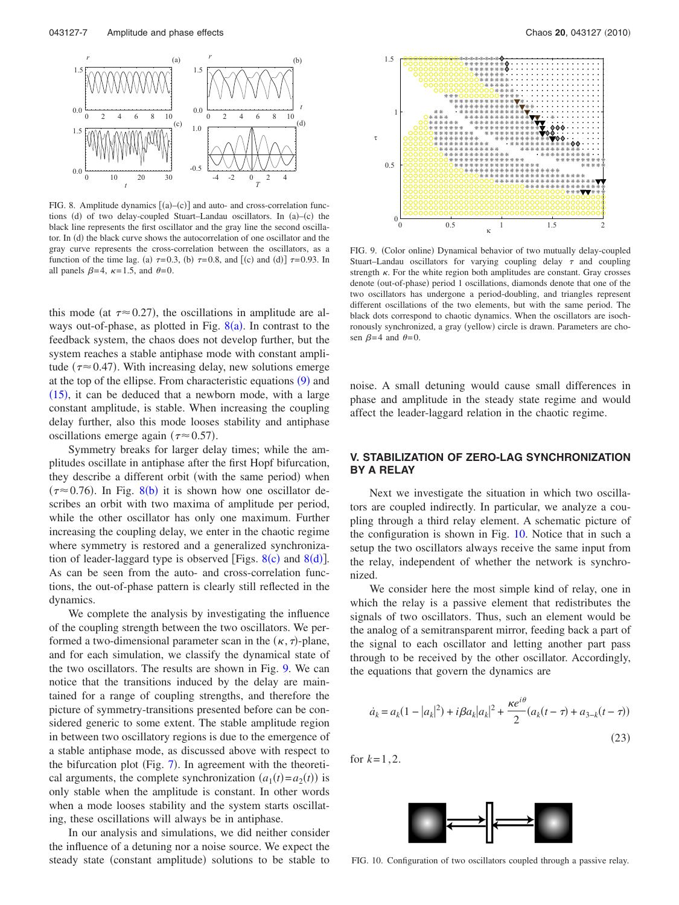FIG. 8. Amplitude dynamics [(a)–(c)] and auto- and cross-correlation functions (d) of two delay-coupled Stuart–Landau oscillators. In (a)–(c) the black line represents the first oscillator and the gray line the second oscillator. In (d) the black curve shows the autocorrelation of one oscillator and the gray curve represents the cross-correlation between the oscillators, as a function of the time lag. (a) $\tau=0.3$, (b) $\tau=0.8$, and [(c) and (d)] $\tau=0.93$. In all panels $\beta=4$, $\kappa=1.5$, and $\theta=0$.

this mode (at $\tau\approx 0.27$), the oscillations in amplitude are always out-of-phase, as plotted in Fig. 8(a). In contrast to the feedback system, the chaos does not develop further, but the system reaches a stable antiphase mode with constant amplitude ($\tau\approx 0.47$). With increasing delay, new solutions emerge at the top of the ellipse. From characteristic equations (9) and (15), it can be deduced that a newborn mode, with a large constant amplitude, is stable. When increasing the coupling delay further, also this mode looses stability and antiphase oscillations emerge again ($\tau\approx 0.57$).

Symmetry breaks for larger delay times; while the amplitudes oscillate in antiphase after the first Hopf bifurcation, they describe a different orbit (with the same period) when ($\tau\approx 0.76$). In Fig. 8(b) it is shown how one oscillator describes an orbit with two maxima of amplitude per period, while the other oscillator has only one maximum. Further increasing the coupling delay, we enter in the chaotic regime where symmetry is restored and a generalized synchronization of leader-laggard type is observed [Figs. 8(c) and 8(d)]. As can be seen from the auto- and cross-correlation functions, the out-of-phase pattern is clearly still reflected in the dynamics.

We complete the analysis by investigating the influence of the coupling strength between the two oscillators. We performed a two-dimensional parameter scan in the $(\kappa,\tau)$-plane, and for each simulation, we classify the dynamical state of the two oscillators. The results are shown in Fig. 9. We can notice that the transitions induced by the delay are maintained for a range of coupling strengths, and therefore the picture of symmetry-transitions presented before can be considered generic to some extent. The stable amplitude region in between two oscillatory regions is due to the emergence of a stable antiphase mode, as discussed above with respect to the bifurcation plot (Fig. 7). In agreement with the theoretical arguments, the complete synchronization $(a_1(t)=a_2(t))$ is only stable when the amplitude is constant. In other words when a mode looses stability and the system starts oscillating, these oscillations will always be in antiphase.

In our analysis and simulations, we did neither consider the influence of a detuning nor a noise source. We expect the steady state (constant amplitude) solutions to be stable to

FIG. 9. (Color online) Dynamical behavior of two mutually delay-coupled Stuart–Landau oscillators for varying coupling delay $\tau$ and coupling strength $\kappa$. For the white region both amplitudes are constant. Gray crosses denote (out-of-phase) period 1 oscillations, diamonds denote that one of the two oscillators has undergone a period-doubling, and triangles represent different oscillations of the two elements, but with the same period. The black dots correspond to chaotic dynamics. When the oscillators are isochronously synchronized, a gray (yellow) circle is drawn. Parameters are chosen $\beta=4$ and $\theta=0$.

noise. A small detuning would cause small differences in phase and amplitude in the steady state regime and would affect the leader-laggard relation in the chaotic regime.

## V. STABILIZATION OF ZERO-LAG SYNCHRONIZATION BY A RELAY

Next we investigate the situation in which two oscillators are coupled indirectly. In particular, we analyze a coupling through a third relay element. A schematic picture of the configuration is shown in Fig. 10. Notice that in such a setup the two oscillators always receive the same input from the relay, independent of whether the network is synchronized.

We consider here the most simple kind of relay, one in which the relay is a passive element that redistributes the signals of two oscillators. Thus, such an element would be the analog of a semitransparent mirror, feeding back a part of the signal to each oscillator and letting another part pass through to be received by the other oscillator. Accordingly, the equations that govern the dynamics are

$$\dot{a}_k = a_k(1-|a_k|^2) + i\beta a_k|a_k|^2 + \frac{\kappa e^{i\theta}}{2}(a_k(t-\tau)+a_{3-k}(t-\tau)) \tag{23}$$

for $k=1,2$.

FIG. 10. Configuration of two oscillators coupled through a passive relay.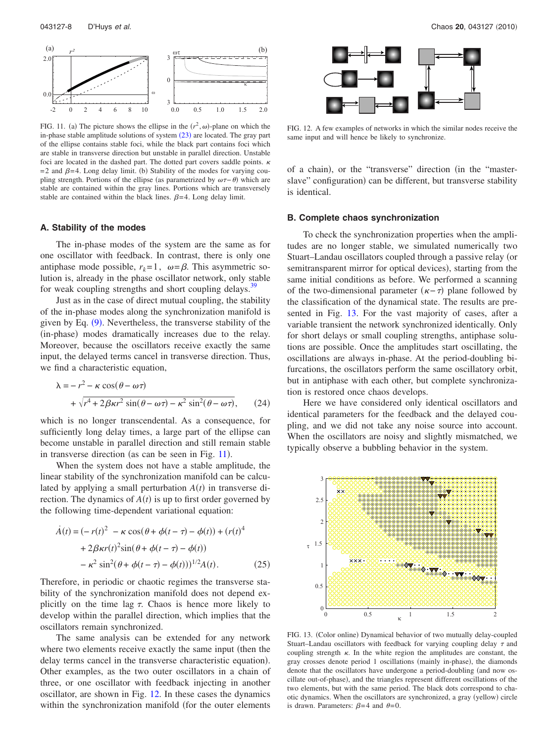FIG. 11. (a) The picture shows the ellipse in the $(r^2,\omega)$-plane on which the in-phase stable amplitude solutions of system (23) are located. The gray part of the ellipse contains stable foci, while the black part contains foci which are stable in transverse direction but unstable in parallel direction. Unstable foci are located in the dashed part. The dotted part covers saddle points. $\kappa=2$ and $\beta=4$. Long delay limit. (b) Stability of the modes for varying coupling strength. Portions of the ellipse (as parametrized by $\omega\tau-\theta$) which are stable are contained within the gray lines. Portions which are transversely stable are contained within the black lines. $\beta=4$. Long delay limit.

### A. Stability of the modes

The in-phase modes of the system are the same as for one oscillator with feedback. In contrast, there is only one antiphase mode possible, $r_k=1$, $\omega=\beta$. This asymmetric solution is, already in the phase oscillator network, only stable for weak coupling strengths and short coupling delays.[39]

Just as in the case of direct mutual coupling, the stability of the in-phase modes along the synchronization manifold is given by Eq. (9). Nevertheless, the transverse stability of the (in-phase) modes dramatically increases due to the relay. Moreover, because the oscillators receive exactly the same input, the delayed terms cancel in transverse direction. Thus, we find a characteristic equation,

$$\lambda = -r^2 - \kappa\cos(\theta-\omega\tau) + \sqrt{r^4+2\beta\kappa r^2\sin(\theta-\omega\tau)-\kappa^2\sin^2(\theta-\omega\tau)}, \qquad (24)$$

which is no longer transcendental. As a consequence, for sufficiently long delay times, a large part of the ellipse can become unstable in parallel direction and still remain stable in transverse direction (as can be seen in Fig. 11).

When the system does not have a stable amplitude, the linear stability of the synchronization manifold can be calculated by applying a small perturbation $A(t)$ in transverse direction. The dynamics of $A(t)$ is up to first order governed by the following time-dependent variational equation:

$$\begin{aligned}\dot{A}(t) = (&-r(t)^2 - \kappa\cos(\theta+\phi(t-\tau)-\phi(t)) + (r(t)^4 \\ &+ 2\beta\kappa r(t)^2\sin(\theta+\phi(t-\tau)-\phi(t)) \\ &- \kappa^2\sin^2(\theta+\phi(t-\tau)-\phi(t)))^{1/2}A(t).\end{aligned} \qquad (25)$$

Therefore, in periodic or chaotic regimes the transverse stability of the synchronization manifold does not depend explicitly on the time lag $\tau$. Chaos is hence more likely to develop within the parallel direction, which implies that the oscillators remain synchronized.

The same analysis can be extended for any network where two elements receive exactly the same input (then the delay terms cancel in the transverse characteristic equation). Other examples, as the two outer oscillators in a chain of three, or one oscillator with feedback injecting in another oscillator, are shown in Fig. 12. In these cases the dynamics within the synchronization manifold (for the outer elements of a chain), or the "transverse" direction (in the "master-slave" configuration) can be different, but transverse stability is identical.

FIG. 12. A few examples of networks in which the similar nodes receive the same input and will hence be likely to synchronize.

### B. Complete chaos synchronization

To check the synchronization properties when the amplitudes are no longer stable, we simulated numerically two Stuart–Landau oscillators coupled through a passive relay (or semitransparent mirror for optical devices), starting from the same initial conditions as before. We performed a scanning of the two-dimensional parameter $(\kappa-\tau)$ plane followed by the classification of the dynamical state. The results are presented in Fig. 13. For the vast majority of cases, after a variable transient the network synchronized identically. Only for short delays or small coupling strengths, antiphase solutions are possible. Once the amplitudes start oscillating, the oscillations are always in-phase. At the period-doubling bifurcations, the oscillators perform the same oscillatory orbit, but in antiphase with each other, but complete synchronization is restored once chaos develops.

Here we have considered only identical oscillators and identical parameters for the feedback and the delayed coupling, and we did not take any noise source into account. When the oscillators are noisy and slightly mismatched, we typically observe a bubbling behavior in the system.

FIG. 13. (Color online) Dynamical behavior of two mutually delay-coupled Stuart–Landau oscillators with feedback for varying coupling delay $\tau$ and coupling strength $\kappa$. In the white region the amplitudes are constant, the gray crosses denote period 1 oscillations (mainly in-phase), the diamonds denote that the oscillators have undergone a period-doubling (and now oscillate out-of-phase), and the triangles represent different oscillations of the two elements, but with the same period. The black dots correspond to chaotic dynamics. When the oscillators are synchronized, a gray (yellow) circle is drawn. Parameters: $\beta=4$ and $\theta=0$.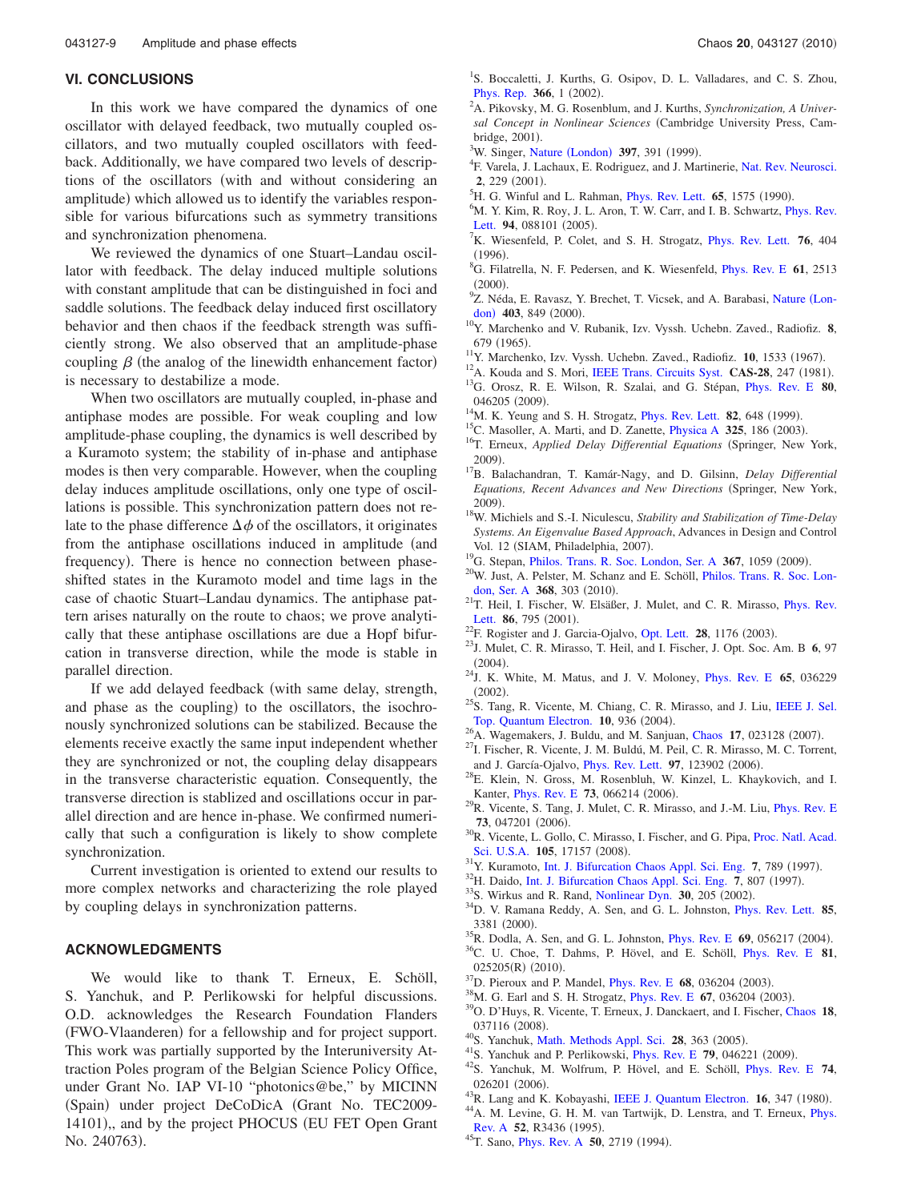## VI. CONCLUSIONS

In this work we have compared the dynamics of one oscillator with delayed feedback, two mutually coupled oscillators, and two mutually coupled oscillators with feedback. Additionally, we have compared two levels of descriptions of the oscillators (with and without considering an amplitude) which allowed us to identify the variables responsible for various bifurcations such as symmetry transitions and synchronization phenomena.

We reviewed the dynamics of one Stuart–Landau oscillator with feedback. The delay induced multiple solutions with constant amplitude that can be distinguished in foci and saddle solutions. The feedback delay induced first oscillatory behavior and then chaos if the feedback strength was sufficiently strong. We also observed that an amplitude-phase coupling $\beta$ (the analog of the linewidth enhancement factor) is necessary to destabilize a mode.

When two oscillators are mutually coupled, in-phase and antiphase modes are possible. For weak coupling and low amplitude-phase coupling, the dynamics is well described by a Kuramoto system; the stability of in-phase and antiphase modes is then very comparable. However, when the coupling delay induces amplitude oscillations, only one type of oscillations is possible. This synchronization pattern does not relate to the phase difference $\Delta\phi$ of the oscillators, it originates from the antiphase oscillations induced in amplitude (and frequency). There is hence no connection between phase-shifted states in the Kuramoto model and time lags in the case of chaotic Stuart–Landau dynamics. The antiphase pattern arises naturally on the route to chaos; we prove analytically that these antiphase oscillations are due a Hopf bifurcation in transverse direction, while the mode is stable in parallel direction.

If we add delayed feedback (with same delay, strength, and phase as the coupling) to the oscillators, the isochronously synchronized solutions can be stabilized. Because the elements receive exactly the same input independent whether they are synchronized or not, the coupling delay disappears in the transverse characteristic equation. Consequently, the transverse direction is stablized and oscillations occur in parallel direction and are hence in-phase. We confirmed numerically that such a configuration is likely to show complete synchronization.

Current investigation is oriented to extend our results to more complex networks and characterizing the role played by coupling delays in synchronization patterns.

## ACKNOWLEDGMENTS

We would like to thank T. Erneux, E. Schöll, S. Yanchuk, and P. Perlikowski for helpful discussions. O.D. acknowledges the Research Foundation Flanders (FWO-Vlaanderen) for a fellowship and for project support. This work was partially supported by the Interuniversity Attraction Poles program of the Belgian Science Policy Office, under Grant No. IAP VI-10 "photonics@be," by MICINN (Spain) under project DeCoDicA (Grant No. TEC2009-14101),, and by the project PHOCUS (EU FET Open Grant No. 240763).

[1] S. Boccaletti, J. Kurths, G. Osipov, D. L. Valladares, and C. S. Zhou, Phys. Rep. **366**, 1 (2002).
[2] A. Pikovsky, M. G. Rosenblum, and J. Kurths, *Synchronization, A Universal Concept in Nonlinear Sciences* (Cambridge University Press, Cambridge, 2001).
[3] W. Singer, Nature (London) **397**, 391 (1999).
[4] F. Varela, J. Lachaux, E. Rodriguez, and J. Martinerie, Nat. Rev. Neurosci. **2**, 229 (2001).
[5] H. G. Winful and L. Rahman, Phys. Rev. Lett. **65**, 1575 (1990).
[6] M. Y. Kim, R. Roy, J. L. Aron, T. W. Carr, and I. B. Schwartz, Phys. Rev. Lett. **94**, 088101 (2005).
[7] K. Wiesenfeld, P. Colet, and S. H. Strogatz, Phys. Rev. Lett. **76**, 404 (1996).
[8] G. Filatrella, N. F. Pedersen, and K. Wiesenfeld, Phys. Rev. E **61**, 2513 (2000).
[9] Z. Néda, E. Ravasz, Y. Brechet, T. Vicsek, and A. Barabasi, Nature (London) **403**, 849 (2000).
[10] Y. Marchenko and V. Rubanik, Izv. Vyssh. Uchebn. Zaved., Radiofiz. **8**, 679 (1965).
[11] Y. Marchenko, Izv. Vyssh. Uchebn. Zaved., Radiofiz. **10**, 1533 (1967).
[12] A. Kouda and S. Mori, IEEE Trans. Circuits Syst. **CAS-28**, 247 (1981).
[13] G. Orosz, R. E. Wilson, R. Szalai, and G. Stépan, Phys. Rev. E **80**, 046205 (2009).
[14] M. K. Yeung and S. H. Strogatz, Phys. Rev. Lett. **82**, 648 (1999).
[15] C. Masoller, A. Marti, and D. Zanette, Physica A **325**, 186 (2003).
[16] T. Erneux, *Applied Delay Differential Equations* (Springer, New York, 2009).
[17] B. Balachandran, T. Kamár-Nagy, and D. Gilsinn, *Delay Differential Equations, Recent Advances and New Directions* (Springer, New York, 2009).
[18] W. Michiels and S.-I. Niculescu, *Stability and Stabilization of Time-Delay Systems. An Eigenvalue Based Approach*, Advances in Design and Control Vol. 12 (SIAM, Philadelphia, 2007).
[19] G. Stepan, Philos. Trans. R. Soc. London, Ser. A **367**, 1059 (2009).
[20] W. Just, A. Pelster, M. Schanz and E. Schöll, Philos. Trans. R. Soc. London, Ser. A **368**, 303 (2010).
[21] T. Heil, I. Fischer, W. Elsäßer, J. Mulet, and C. R. Mirasso, Phys. Rev. Lett. **86**, 795 (2001).
[22] F. Rogister and J. Garcia-Ojalvo, Opt. Lett. **28**, 1176 (2003).
[23] J. Mulet, C. R. Mirasso, T. Heil, and I. Fischer, J. Opt. Soc. Am. B **6**, 97 (2004).
[24] J. K. White, M. Matus, and J. V. Moloney, Phys. Rev. E **65**, 036229 (2002).
[25] S. Tang, R. Vicente, M. Chiang, C. R. Mirasso, and J. Liu, IEEE J. Sel. Top. Quantum Electron. **10**, 936 (2004).
[26] A. Wagemakers, J. Buldu, and M. Sanjuan, Chaos **17**, 023128 (2007).
[27] I. Fischer, R. Vicente, J. M. Buldú, M. Peil, C. R. Mirasso, M. C. Torrent, and J. García-Ojalvo, Phys. Rev. Lett. **97**, 123902 (2006).
[28] E. Klein, N. Gross, M. Rosenbluh, W. Kinzel, L. Khaykovich, and I. Kanter, Phys. Rev. E **73**, 066214 (2006).
[29] R. Vicente, S. Tang, J. Mulet, C. R. Mirasso, and J.-M. Liu, Phys. Rev. E **73**, 047201 (2006).
[30] R. Vicente, L. Gollo, C. Mirasso, I. Fischer, and G. Pipa, Proc. Natl. Acad. Sci. U.S.A. **105**, 17157 (2008).
[31] Y. Kuramoto, Int. J. Bifurcation Chaos Appl. Sci. Eng. **7**, 789 (1997).
[32] H. Daido, Int. J. Bifurcation Chaos Appl. Sci. Eng. **7**, 807 (1997).
[33] S. Wirkus and R. Rand, Nonlinear Dyn. **30**, 205 (2002).
[34] D. V. Ramana Reddy, A. Sen, and G. L. Johnston, Phys. Rev. Lett. **85**, 3381 (2000).
[35] R. Dodla, A. Sen, and G. L. Johnston, Phys. Rev. E **69**, 056217 (2004).
[36] C. U. Choe, T. Dahms, P. Hövel, and E. Schöll, Phys. Rev. E **81**, 025205(R) (2010).
[37] D. Pieroux and P. Mandel, Phys. Rev. E **68**, 036204 (2003).
[38] M. G. Earl and S. H. Strogatz, Phys. Rev. E **67**, 036204 (2003).
[39] O. D'Huys, R. Vicente, T. Erneux, J. Danckaert, and I. Fischer, Chaos **18**, 037116 (2008).
[40] S. Yanchuk, Math. Methods Appl. Sci. **28**, 363 (2005).
[41] S. Yanchuk and P. Perlikowski, Phys. Rev. E **79**, 046221 (2009).
[42] S. Yanchuk, M. Wolfrum, P. Hövel, and E. Schöll, Phys. Rev. E **74**, 026201 (2006).
[43] R. Lang and K. Kobayashi, IEEE J. Quantum Electron. **16**, 347 (1980).
[44] A. M. Levine, G. H. M. van Tartwijk, D. Lenstra, and T. Erneux, Phys. Rev. A **52**, R3436 (1995).
[45] T. Sano, Phys. Rev. A **50**, 2719 (1994).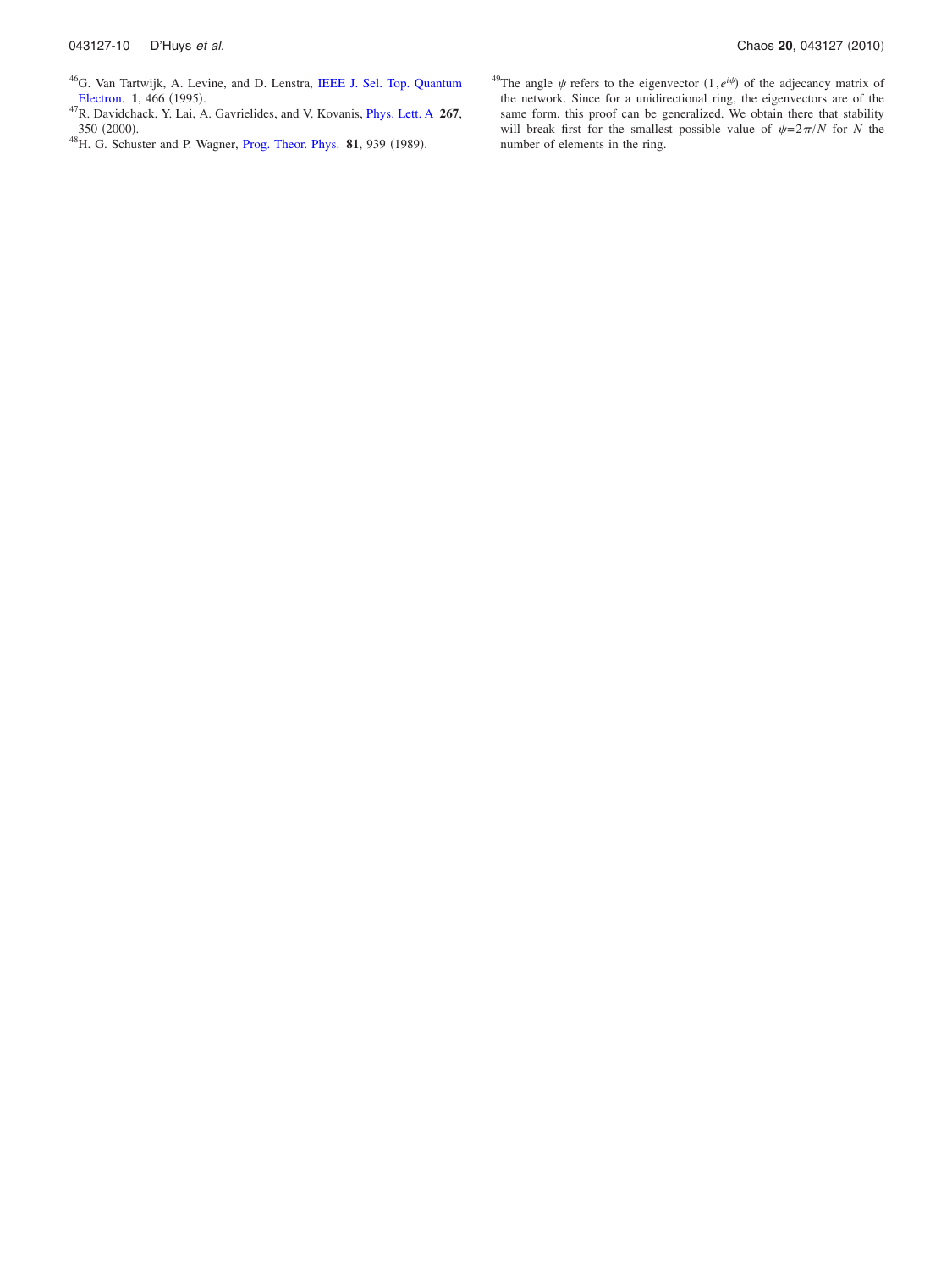[46] G. Van Tartwijk, A. Levine, and D. Lenstra, IEEE J. Sel. Top. Quantum Electron. **1**, 466 (1995).

[47] R. Davidchack, Y. Lai, A. Gavrielides, and V. Kovanis, Phys. Lett. A **267**, 350 (2000).

[48] H. G. Schuster and P. Wagner, Prog. Theor. Phys. **81**, 939 (1989).

[49] The angle $\psi$ refers to the eigenvector $(1, e^{i\psi})$ of the adjecancy matrix of the network. Since for a unidirectional ring, the eigenvectors are of the same form, this proof can be generalized. We obtain there that stability will break first for the smallest possible value of $\psi = 2\pi/N$ for $N$ the number of elements in the ring.